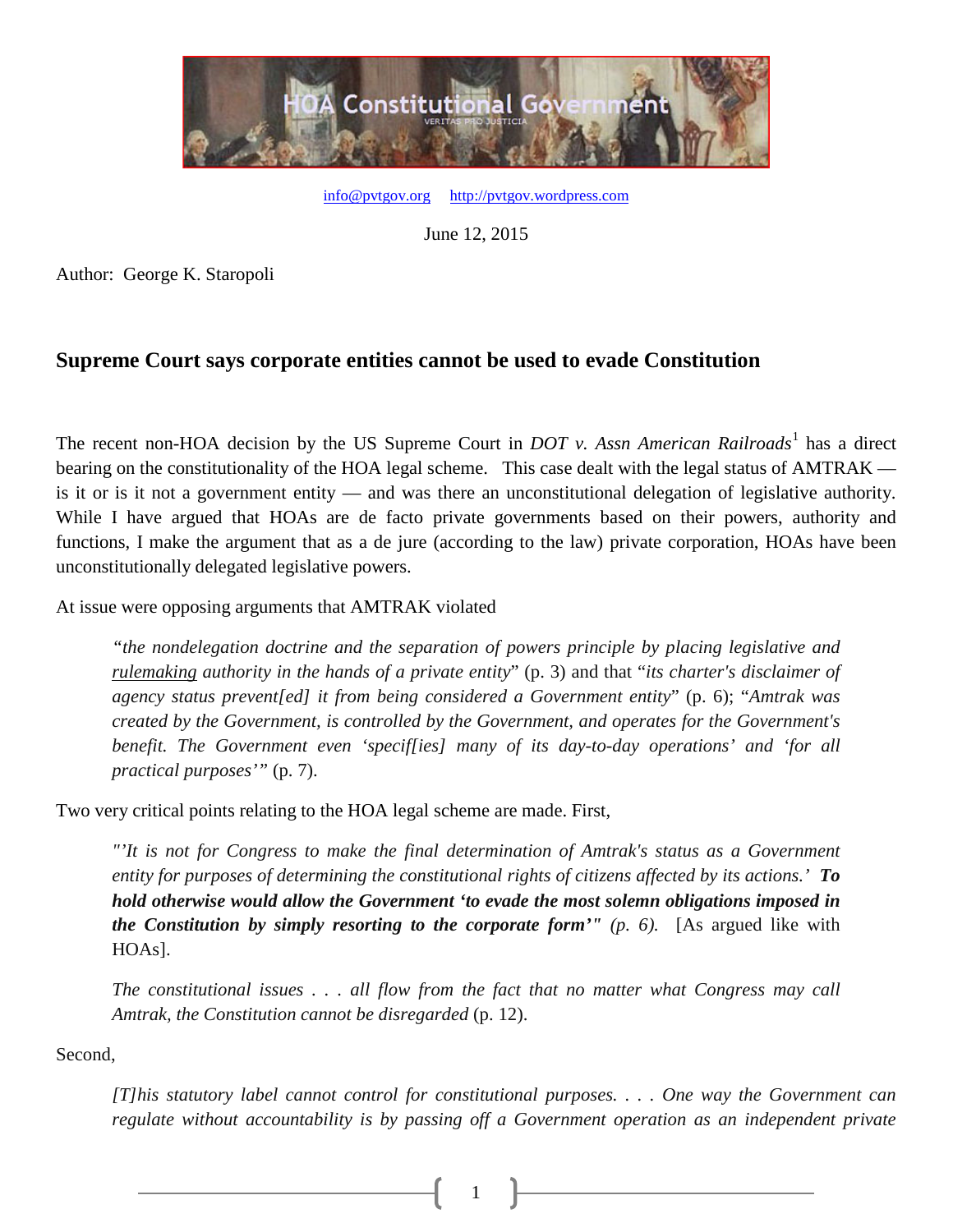info@pvtgov.org     http://pvtgov.wordpress.com

June 12, 2015

Author: George K. Staropoli

## Supreme Court says corporate entities cannot be used to evade Constitution

The recent non-HOA decision by the US Supreme Court in *DOT v. Assn American Railroads*[1] has a direct bearing on the constitutionality of the HOA legal scheme. This case dealt with the legal status of AMTRAK — is it or is it not a government entity — and was there an unconstitutional delegation of legislative authority. While I have argued that HOAs are de facto private governments based on their powers, authority and functions, I make the argument that as a de jure (according to the law) private corporation, HOAs have been unconstitutionally delegated legislative powers.

At issue were opposing arguments that AMTRAK violated

> *"the nondelegation doctrine and the separation of powers principle by placing legislative and rulemaking authority in the hands of a private entity*" (p. 3) and that "*its charter's disclaimer of agency status prevent[ed] it from being considered a Government entity*" (p. 6); "*Amtrak was created by the Government, is controlled by the Government, and operates for the Government's benefit. The Government even 'specif[ies] many of its day-to-day operations' and 'for all practical purposes'"* (p. 7).

Two very critical points relating to the HOA legal scheme are made. First,

> *"'It is not for Congress to make the final determination of Amtrak's status as a Government entity for purposes of determining the constitutional rights of citizens affected by its actions.' **To hold otherwise would allow the Government 'to evade the most solemn obligations imposed in the Constitution by simply resorting to the corporate form'"** (p. 6).* [As argued like with HOAs].
>
> *The constitutional issues . . . all flow from the fact that no matter what Congress may call Amtrak, the Constitution cannot be disregarded* (p. 12).

Second,

> *[T]his statutory label cannot control for constitutional purposes. . . . One way the Government can regulate without accountability is by passing off a Government operation as an independent private*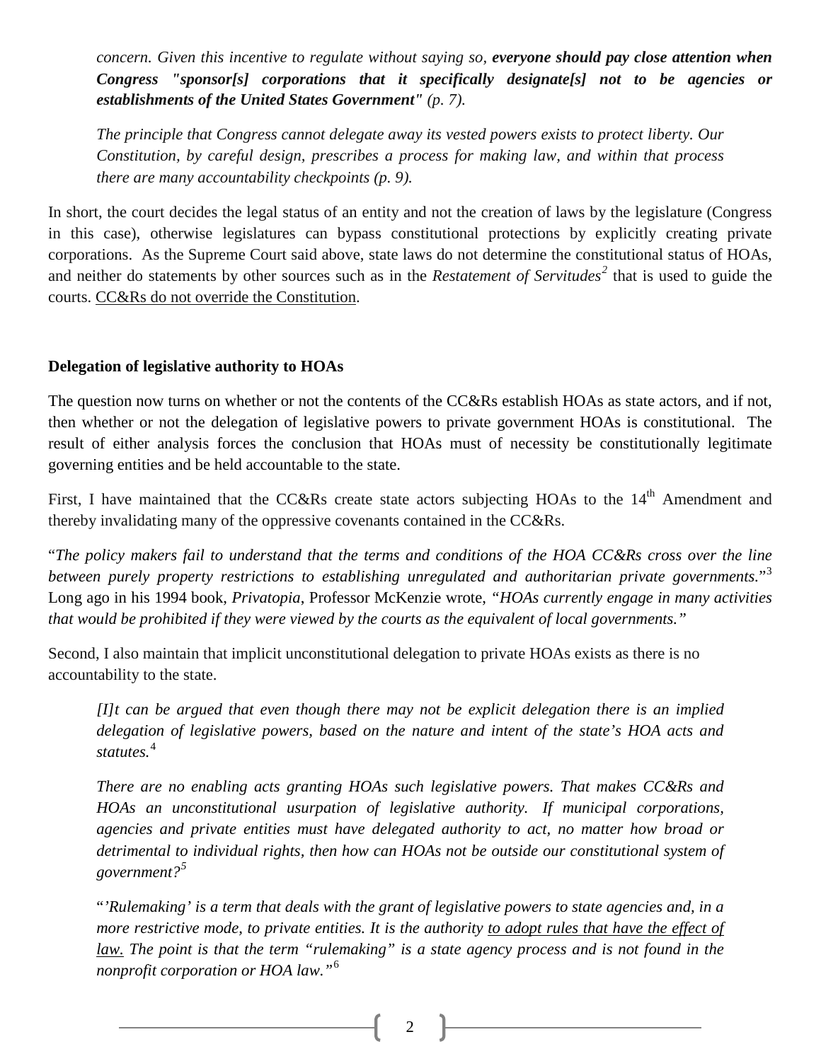*concern. Given this incentive to regulate without saying so,* ***everyone should pay close attention when Congress "sponsor[s] corporations that it specifically designate[s] not to be agencies or establishments of the United States Government"*** *(p. 7).*

*The principle that Congress cannot delegate away its vested powers exists to protect liberty. Our Constitution, by careful design, prescribes a process for making law, and within that process there are many accountability checkpoints (p. 9).*

In short, the court decides the legal status of an entity and not the creation of laws by the legislature (Congress in this case), otherwise legislatures can bypass constitutional protections by explicitly creating private corporations. As the Supreme Court said above, state laws do not determine the constitutional status of HOAs, and neither do statements by other sources such as in the *Restatement of Servitudes*[2] that is used to guide the courts. <u>CC&Rs do not override the Constitution</u>.

**Delegation of legislative authority to HOAs**

The question now turns on whether or not the contents of the CC&Rs establish HOAs as state actors, and if not, then whether or not the delegation of legislative powers to private government HOAs is constitutional. The result of either analysis forces the conclusion that HOAs must of necessity be constitutionally legitimate governing entities and be held accountable to the state.

First, I have maintained that the CC&Rs create state actors subjecting HOAs to the 14th Amendment and thereby invalidating many of the oppressive covenants contained in the CC&Rs.

"*The policy makers fail to understand that the terms and conditions of the HOA CC&Rs cross over the line between purely property restrictions to establishing unregulated and authoritarian private governments.*"[3] Long ago in his 1994 book, *Privatopia*, Professor McKenzie wrote, *"HOAs currently engage in many activities that would be prohibited if they were viewed by the courts as the equivalent of local governments."*

Second, I also maintain that implicit unconstitutional delegation to private HOAs exists as there is no accountability to the state.

*[I]t can be argued that even though there may not be explicit delegation there is an implied delegation of legislative powers, based on the nature and intent of the state's HOA acts and statutes.*[4]

*There are no enabling acts granting HOAs such legislative powers. That makes CC&Rs and HOAs an unconstitutional usurpation of legislative authority. If municipal corporations, agencies and private entities must have delegated authority to act, no matter how broad or detrimental to individual rights, then how can HOAs not be outside our constitutional system of government?*[5]

"*'Rulemaking' is a term that deals with the grant of legislative powers to state agencies and, in a more restrictive mode, to private entities. It is the authority <u>to adopt rules that have the effect of law.</u> The point is that the term "rulemaking" is a state agency process and is not found in the nonprofit corporation or HOA law."*[6]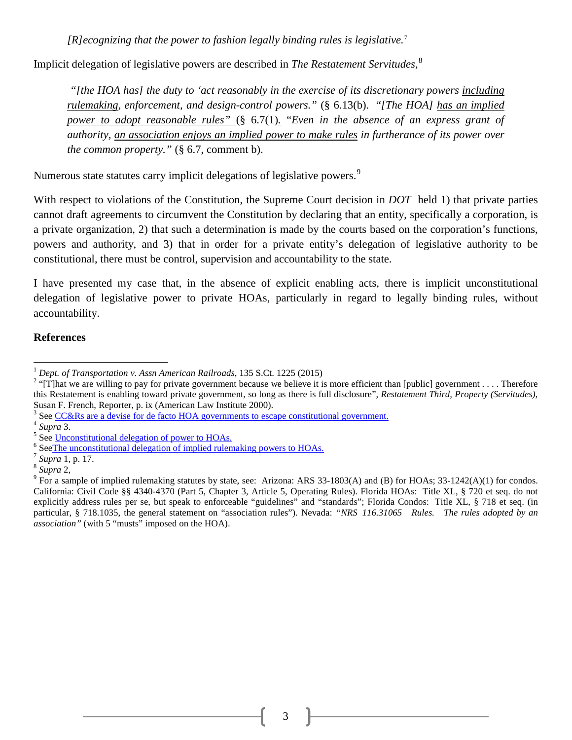*[R]ecognizing that the power to fashion legally binding rules is legislative.*[7]

Implicit delegation of legislative powers are described in *The Restatement Servitudes*,[8]

> *"[the HOA has] the duty to 'act reasonably in the exercise of its discretionary powers including rulemaking, enforcement, and design-control powers."* (§ 6.13(b). *"[The HOA] has an implied power to adopt reasonable rules"* (§ 6.7(1). *"Even in the absence of an express grant of authority, an association enjoys an implied power to make rules in furtherance of its power over the common property."* (§ 6.7, comment b).

Numerous state statutes carry implicit delegations of legislative powers.[9]

With respect to violations of the Constitution, the Supreme Court decision in *DOT* held 1) that private parties cannot draft agreements to circumvent the Constitution by declaring that an entity, specifically a corporation, is a private organization, 2) that such a determination is made by the courts based on the corporation's functions, powers and authority, and 3) that in order for a private entity's delegation of legislative authority to be constitutional, there must be control, supervision and accountability to the state.

I have presented my case that, in the absence of explicit enabling acts, there is implicit unconstitutional delegation of legislative power to private HOAs, particularly in regard to legally binding rules, without accountability.

**References**

---

[1] *Dept. of Transportation v. Assn American Railroads*, 135 S.Ct. 1225 (2015)

[2] "[T]hat we are willing to pay for private government because we believe it is more efficient than [public] government . . . . Therefore this Restatement is enabling toward private government, so long as there is full disclosure", *Restatement Third, Property (Servitudes),* Susan F. French, Reporter, p. ix (American Law Institute 2000).

[3] See CC&Rs are a devise for de facto HOA governments to escape constitutional government.

[4] *Supra* 3.

[5] See Unconstitutional delegation of power to HOAs.

[6] SeeThe unconstitutional delegation of implied rulemaking powers to HOAs.

[7] *Supra* 1, p. 17.

[8] *Supra* 2,

[9] For a sample of implied rulemaking statutes by state, see: Arizona: ARS 33-1803(A) and (B) for HOAs; 33-1242(A)(1) for condos. California: Civil Code §§ 4340-4370 (Part 5, Chapter 3, Article 5, Operating Rules). Florida HOAs: Title XL, § 720 et seq. do not explicitly address rules per se, but speak to enforceable "guidelines" and "standards"; Florida Condos: Title XL, § 718 et seq. (in particular, § 718.1035, the general statement on "association rules"). Nevada: "*NRS 116.31065 Rules. The rules adopted by an association"* (with 5 "musts" imposed on the HOA).